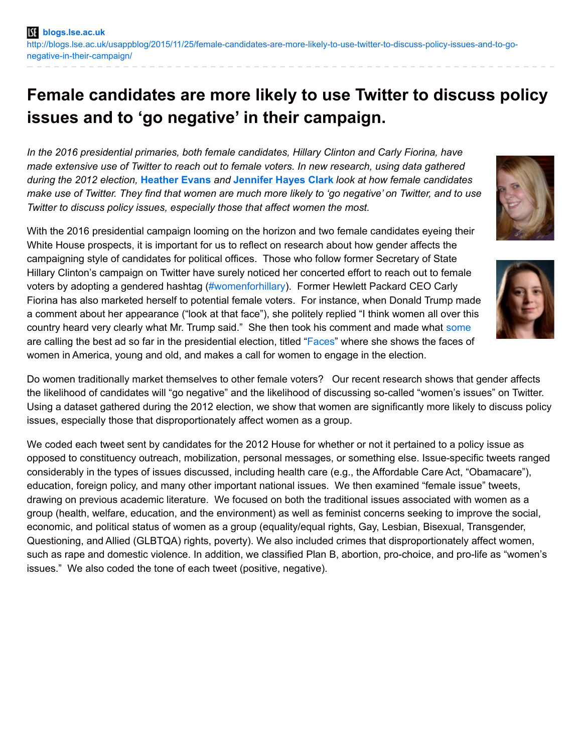blogs.lse.ac.uk

http://blogs.lse.ac.uk/usappblog/2015/11/25/female-candidates-are-more-likely-to-use-twitter-to-discuss-policy-issues-and-to-go-negative-in-their-campaign/

# Female candidates are more likely to use Twitter to discuss policy issues and to 'go negative' in their campaign.

*In the 2016 presidential primaries, both female candidates, Hillary Clinton and Carly Fiorina, have made extensive use of Twitter to reach out to female voters. In new research, using data gathered during the 2012 election,* **Heather Evans** *and* **Jennifer Hayes Clark** *look at how female candidates make use of Twitter. They find that women are much more likely to 'go negative' on Twitter, and to use Twitter to discuss policy issues, especially those that affect women the most.*

With the 2016 presidential campaign looming on the horizon and two female candidates eyeing their White House prospects, it is important for us to reflect on research about how gender affects the campaigning style of candidates for political offices. Those who follow former Secretary of State Hillary Clinton's campaign on Twitter have surely noticed her concerted effort to reach out to female voters by adopting a gendered hashtag (#womenforhillary). Former Hewlett Packard CEO Carly Fiorina has also marketed herself to potential female voters. For instance, when Donald Trump made a comment about her appearance ("look at that face"), she politely replied "I think women all over this country heard very clearly what Mr. Trump said." She then took his comment and made what some are calling the best ad so far in the presidential election, titled "Faces" where she shows the faces of women in America, young and old, and makes a call for women to engage in the election.

Do women traditionally market themselves to other female voters? Our recent research shows that gender affects the likelihood of candidates will "go negative" and the likelihood of discussing so-called "women's issues" on Twitter. Using a dataset gathered during the 2012 election, we show that women are significantly more likely to discuss policy issues, especially those that disproportionately affect women as a group.

We coded each tweet sent by candidates for the 2012 House for whether or not it pertained to a policy issue as opposed to constituency outreach, mobilization, personal messages, or something else. Issue-specific tweets ranged considerably in the types of issues discussed, including health care (e.g., the Affordable Care Act, "Obamacare"), education, foreign policy, and many other important national issues. We then examined "female issue" tweets, drawing on previous academic literature. We focused on both the traditional issues associated with women as a group (health, welfare, education, and the environment) as well as feminist concerns seeking to improve the social, economic, and political status of women as a group (equality/equal rights, Gay, Lesbian, Bisexual, Transgender, Questioning, and Allied (GLBTQA) rights, poverty). We also included crimes that disproportionately affect women, such as rape and domestic violence. In addition, we classified Plan B, abortion, pro-choice, and pro-life as "women's issues." We also coded the tone of each tweet (positive, negative).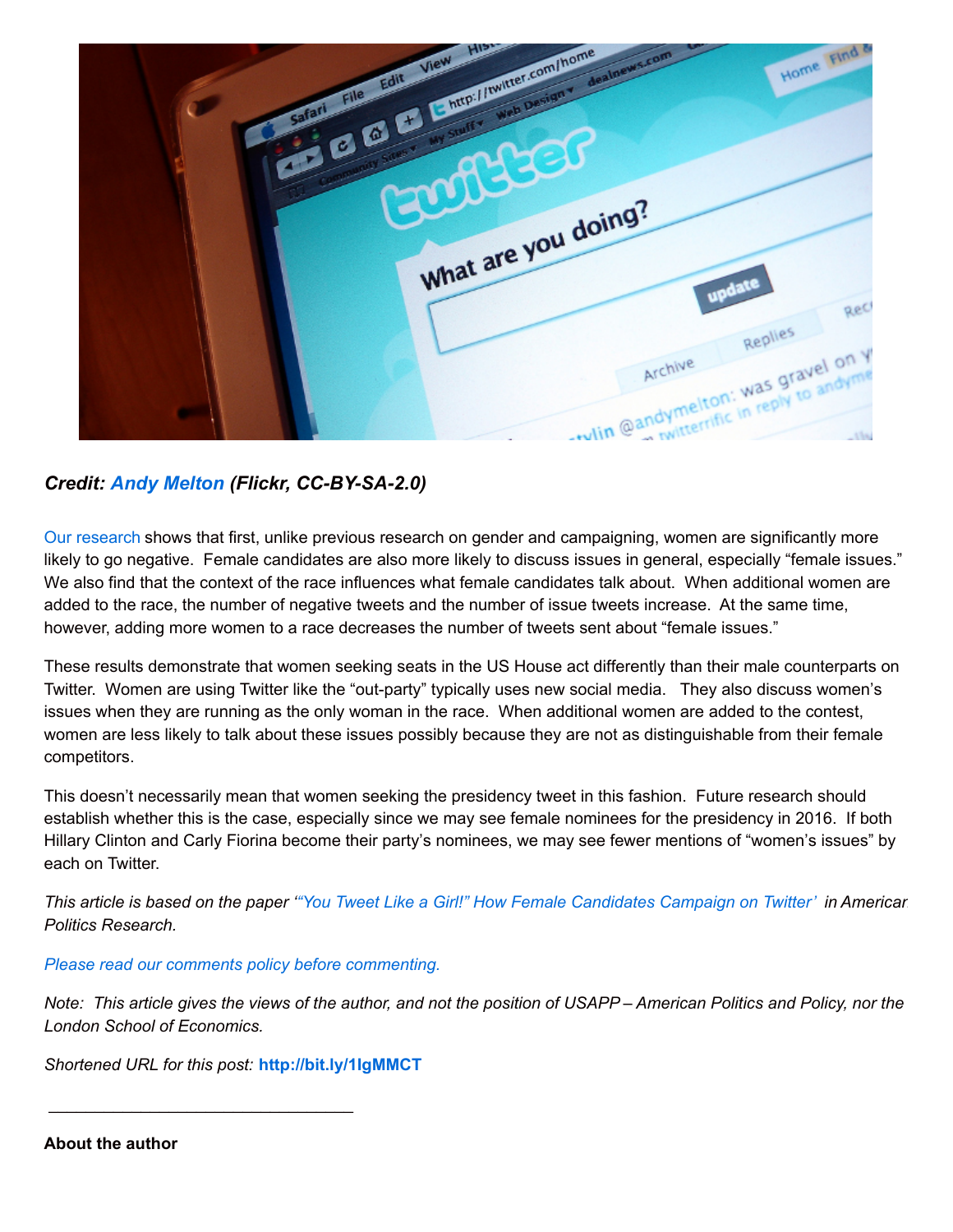***Credit:* Andy Melton *(Flickr, CC-BY-SA-2.0)***

Our research shows that first, unlike previous research on gender and campaigning, women are significantly more likely to go negative. Female candidates are also more likely to discuss issues in general, especially "female issues." We also find that the context of the race influences what female candidates talk about. When additional women are added to the race, the number of negative tweets and the number of issue tweets increase. At the same time, however, adding more women to a race decreases the number of tweets sent about "female issues."

These results demonstrate that women seeking seats in the US House act differently than their male counterparts on Twitter. Women are using Twitter like the "out-party" typically uses new social media. They also discuss women's issues when they are running as the only woman in the race. When additional women are added to the contest, women are less likely to talk about these issues possibly because they are not as distinguishable from their female competitors.

This doesn't necessarily mean that women seeking the presidency tweet in this fashion. Future research should establish whether this is the case, especially since we may see female nominees for the presidency in 2016. If both Hillary Clinton and Carly Fiorina become their party's nominees, we may see fewer mentions of "women's issues" by each on Twitter.

*This article is based on the paper '"You Tweet Like a Girl!" How Female Candidates Campaign on Twitter' in American Politics Research.*

*Please read our comments policy before commenting.*

*Note: This article gives the views of the author, and not the position of USAPP – American Politics and Policy, nor the London School of Economics.*

*Shortened URL for this post:* **http://bit.ly/1IgMMCT**

---

**About the author**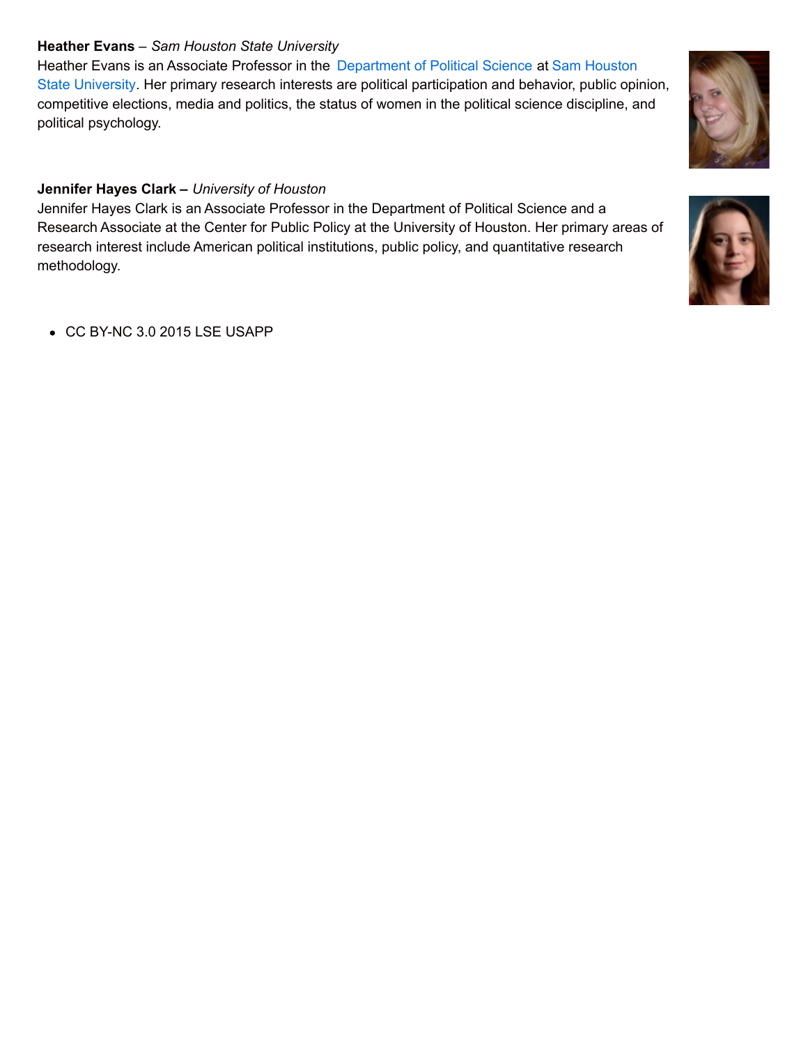**Heather Evans** – *Sam Houston State University*
Heather Evans is an Associate Professor in the Department of Political Science at Sam Houston State University. Her primary research interests are political participation and behavior, public opinion, competitive elections, media and politics, the status of women in the political science discipline, and political psychology.

**Jennifer Hayes Clark –** *University of Houston*
Jennifer Hayes Clark is an Associate Professor in the Department of Political Science and a Research Associate at the Center for Public Policy at the University of Houston. Her primary areas of research interest include American political institutions, public policy, and quantitative research methodology.

- CC BY-NC 3.0 2015 LSE USAPP